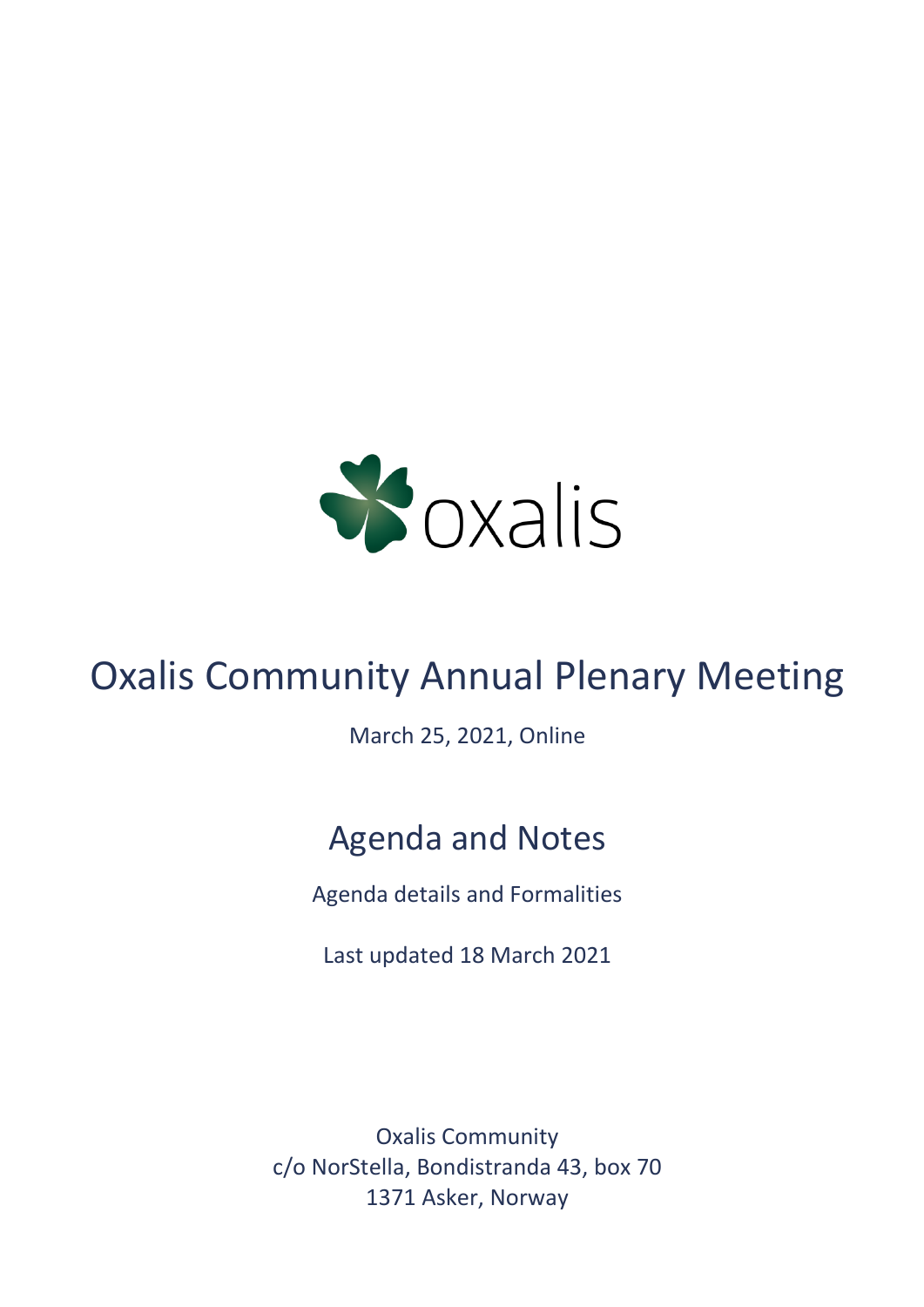oxalis

# Oxalis Community Annual Plenary Meeting

March 25, 2021, Online

## Agenda and Notes

Agenda details and Formalities

Last updated 18 March 2021

Oxalis Community
c/o NorStella, Bondistranda 43, box 70
1371 Asker, Norway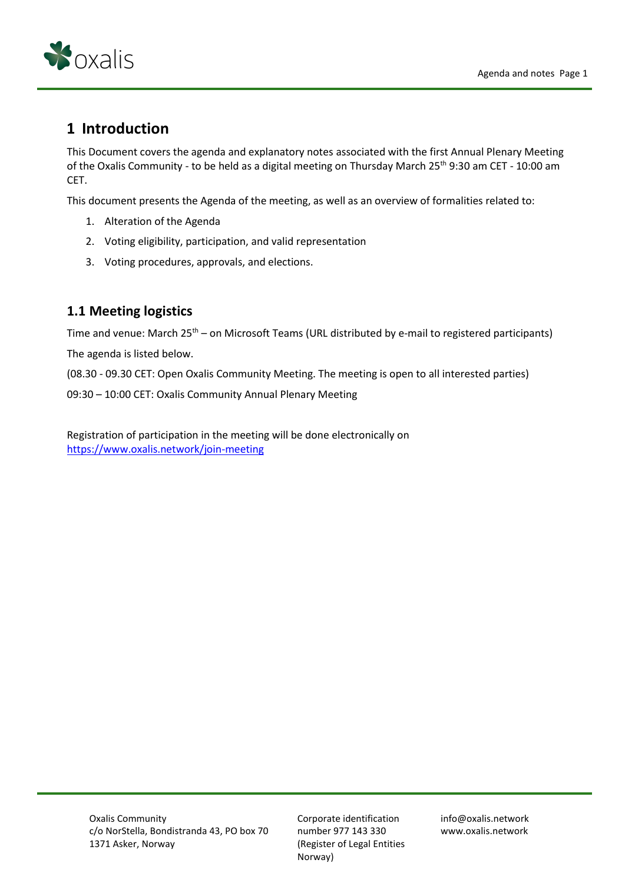# 1 Introduction

This Document covers the agenda and explanatory notes associated with the first Annual Plenary Meeting of the Oxalis Community - to be held as a digital meeting on Thursday March 25th 9:30 am CET - 10:00 am CET.

This document presents the Agenda of the meeting, as well as an overview of formalities related to:

1. Alteration of the Agenda
2. Voting eligibility, participation, and valid representation
3. Voting procedures, approvals, and elections.

## 1.1 Meeting logistics

Time and venue: March 25th – on Microsoft Teams (URL distributed by e-mail to registered participants)

The agenda is listed below.

(08.30 - 09.30 CET: Open Oxalis Community Meeting. The meeting is open to all interested parties)

09:30 – 10:00 CET: Oxalis Community Annual Plenary Meeting

Registration of participation in the meeting will be done electronically on https://www.oxalis.network/join-meeting

Oxalis Community
c/o NorStella, Bondistranda 43, PO box 70
1371 Asker, Norway

Corporate identification number 977 143 330 (Register of Legal Entities Norway)

info@oxalis.network
www.oxalis.network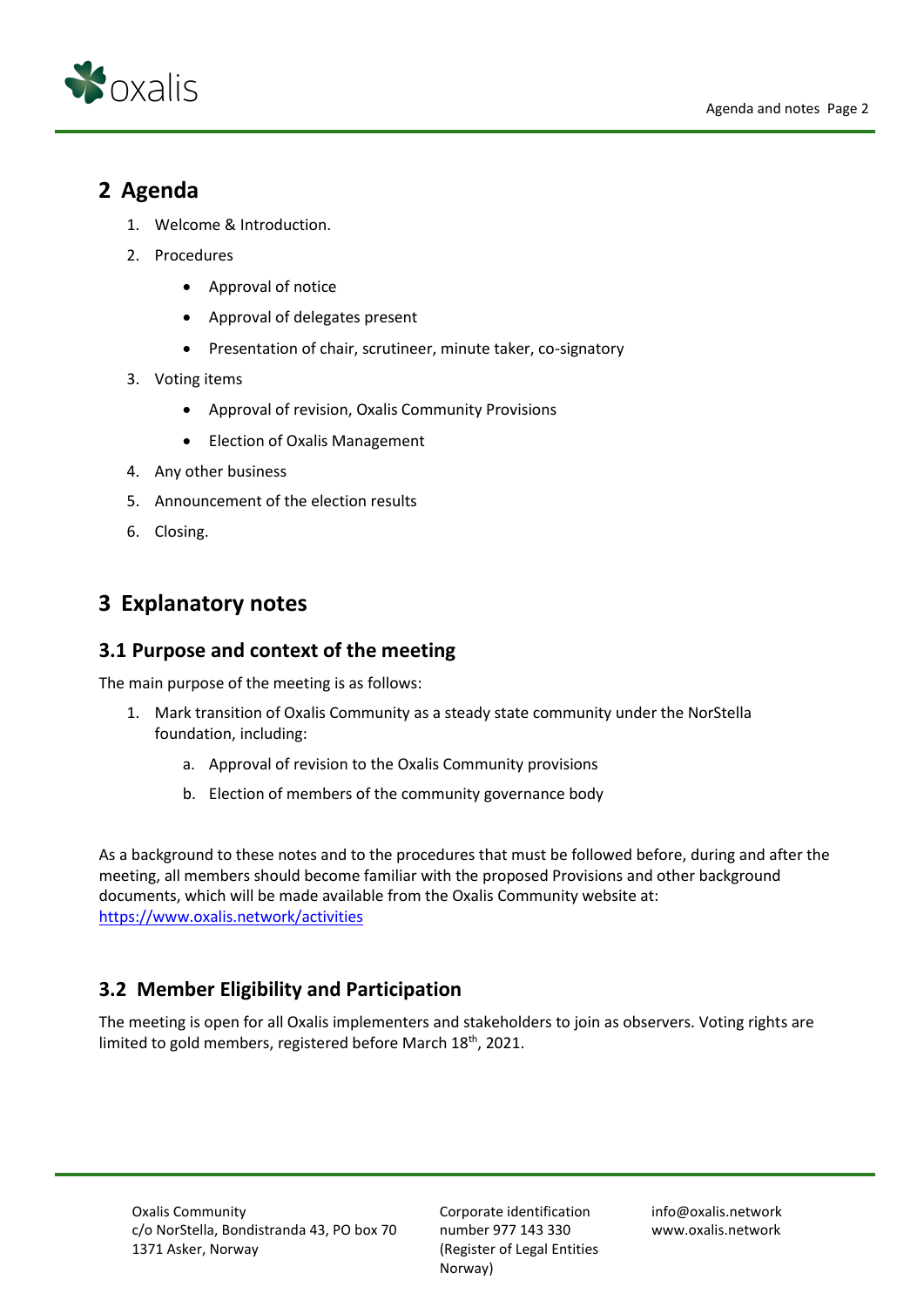# 2 Agenda

1. Welcome & Introduction.
2. Procedures
    - Approval of notice
    - Approval of delegates present
    - Presentation of chair, scrutineer, minute taker, co-signatory
3. Voting items
    - Approval of revision, Oxalis Community Provisions
    - Election of Oxalis Management
4. Any other business
5. Announcement of the election results
6. Closing.

# 3 Explanatory notes

## 3.1 Purpose and context of the meeting

The main purpose of the meeting is as follows:

1. Mark transition of Oxalis Community as a steady state community under the NorStella foundation, including:
    a. Approval of revision to the Oxalis Community provisions
    b. Election of members of the community governance body

As a background to these notes and to the procedures that must be followed before, during and after the meeting, all members should become familiar with the proposed Provisions and other background documents, which will be made available from the Oxalis Community website at: https://www.oxalis.network/activities

## 3.2 Member Eligibility and Participation

The meeting is open for all Oxalis implementers and stakeholders to join as observers. Voting rights are limited to gold members, registered before March 18th, 2021.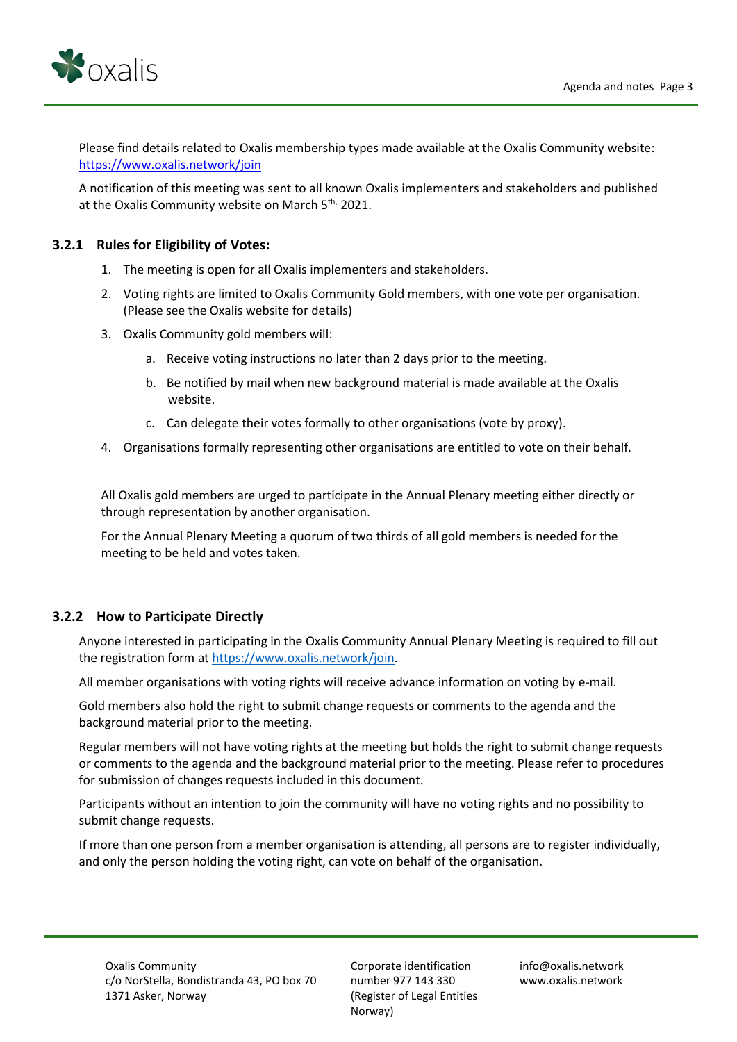Please find details related to Oxalis membership types made available at the Oxalis Community website: https://www.oxalis.network/join

A notification of this meeting was sent to all known Oxalis implementers and stakeholders and published at the Oxalis Community website on March 5th, 2021.

### 3.2.1 Rules for Eligibility of Votes:

1. The meeting is open for all Oxalis implementers and stakeholders.
2. Voting rights are limited to Oxalis Community Gold members, with one vote per organisation. (Please see the Oxalis website for details)
3. Oxalis Community gold members will:
   a. Receive voting instructions no later than 2 days prior to the meeting.
   b. Be notified by mail when new background material is made available at the Oxalis website.
   c. Can delegate their votes formally to other organisations (vote by proxy).
4. Organisations formally representing other organisations are entitled to vote on their behalf.

All Oxalis gold members are urged to participate in the Annual Plenary meeting either directly or through representation by another organisation.

For the Annual Plenary Meeting a quorum of two thirds of all gold members is needed for the meeting to be held and votes taken.

### 3.2.2 How to Participate Directly

Anyone interested in participating in the Oxalis Community Annual Plenary Meeting is required to fill out the registration form at https://www.oxalis.network/join.

All member organisations with voting rights will receive advance information on voting by e-mail.

Gold members also hold the right to submit change requests or comments to the agenda and the background material prior to the meeting.

Regular members will not have voting rights at the meeting but holds the right to submit change requests or comments to the agenda and the background material prior to the meeting. Please refer to procedures for submission of changes requests included in this document.

Participants without an intention to join the community will have no voting rights and no possibility to submit change requests.

If more than one person from a member organisation is attending, all persons are to register individually, and only the person holding the voting right, can vote on behalf of the organisation.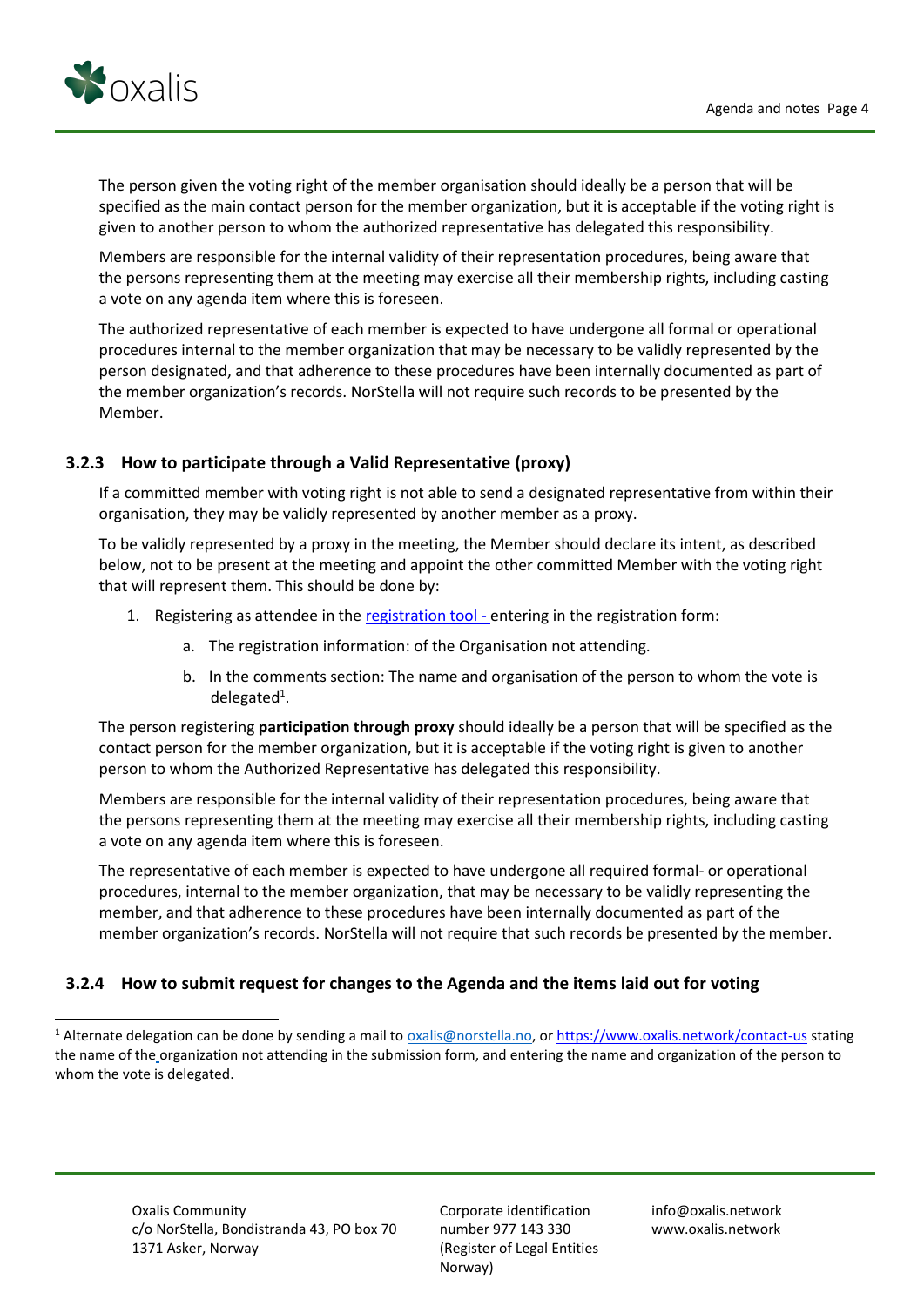The person given the voting right of the member organisation should ideally be a person that will be specified as the main contact person for the member organization, but it is acceptable if the voting right is given to another person to whom the authorized representative has delegated this responsibility.

Members are responsible for the internal validity of their representation procedures, being aware that the persons representing them at the meeting may exercise all their membership rights, including casting a vote on any agenda item where this is foreseen.

The authorized representative of each member is expected to have undergone all formal or operational procedures internal to the member organization that may be necessary to be validly represented by the person designated, and that adherence to these procedures have been internally documented as part of the member organization's records. NorStella will not require such records to be presented by the Member.

### 3.2.3 How to participate through a Valid Representative (proxy)

If a committed member with voting right is not able to send a designated representative from within their organisation, they may be validly represented by another member as a proxy.

To be validly represented by a proxy in the meeting, the Member should declare its intent, as described below, not to be present at the meeting and appoint the other committed Member with the voting right that will represent them. This should be done by:

1. Registering as attendee in the registration tool - entering in the registration form:
    a. The registration information: of the Organisation not attending.
    b. In the comments section: The name and organisation of the person to whom the vote is delegated[1].

The person registering **participation through proxy** should ideally be a person that will be specified as the contact person for the member organization, but it is acceptable if the voting right is given to another person to whom the Authorized Representative has delegated this responsibility.

Members are responsible for the internal validity of their representation procedures, being aware that the persons representing them at the meeting may exercise all their membership rights, including casting a vote on any agenda item where this is foreseen.

The representative of each member is expected to have undergone all required formal- or operational procedures, internal to the member organization, that may be necessary to be validly representing the member, and that adherence to these procedures have been internally documented as part of the member organization's records. NorStella will not require that such records be presented by the member.

### 3.2.4 How to submit request for changes to the Agenda and the items laid out for voting

[1] Alternate delegation can be done by sending a mail to oxalis@norstella.no, or https://www.oxalis.network/contact-us stating the name of the organization not attending in the submission form, and entering the name and organization of the person to whom the vote is delegated.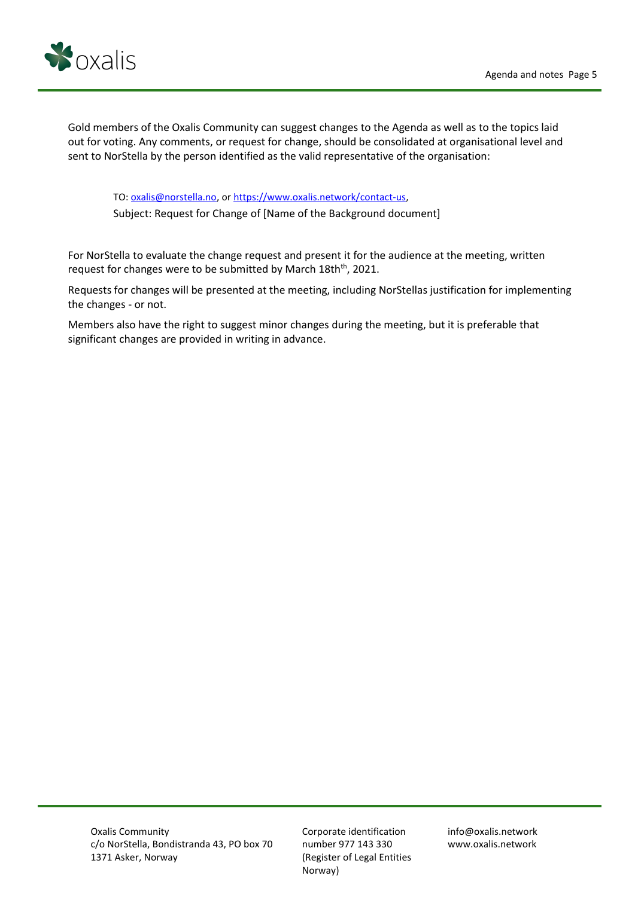Gold members of the Oxalis Community can suggest changes to the Agenda as well as to the topics laid out for voting. Any comments, or request for change, should be consolidated at organisational level and sent to NorStella by the person identified as the valid representative of the organisation:

> TO: oxalis@norstella.no, or https://www.oxalis.network/contact-us,
> Subject: Request for Change of [Name of the Background document]

For NorStella to evaluate the change request and present it for the audience at the meeting, written request for changes were to be submitted by March 18th[th], 2021.

Requests for changes will be presented at the meeting, including NorStellas justification for implementing the changes - or not.

Members also have the right to suggest minor changes during the meeting, but it is preferable that significant changes are provided in writing in advance.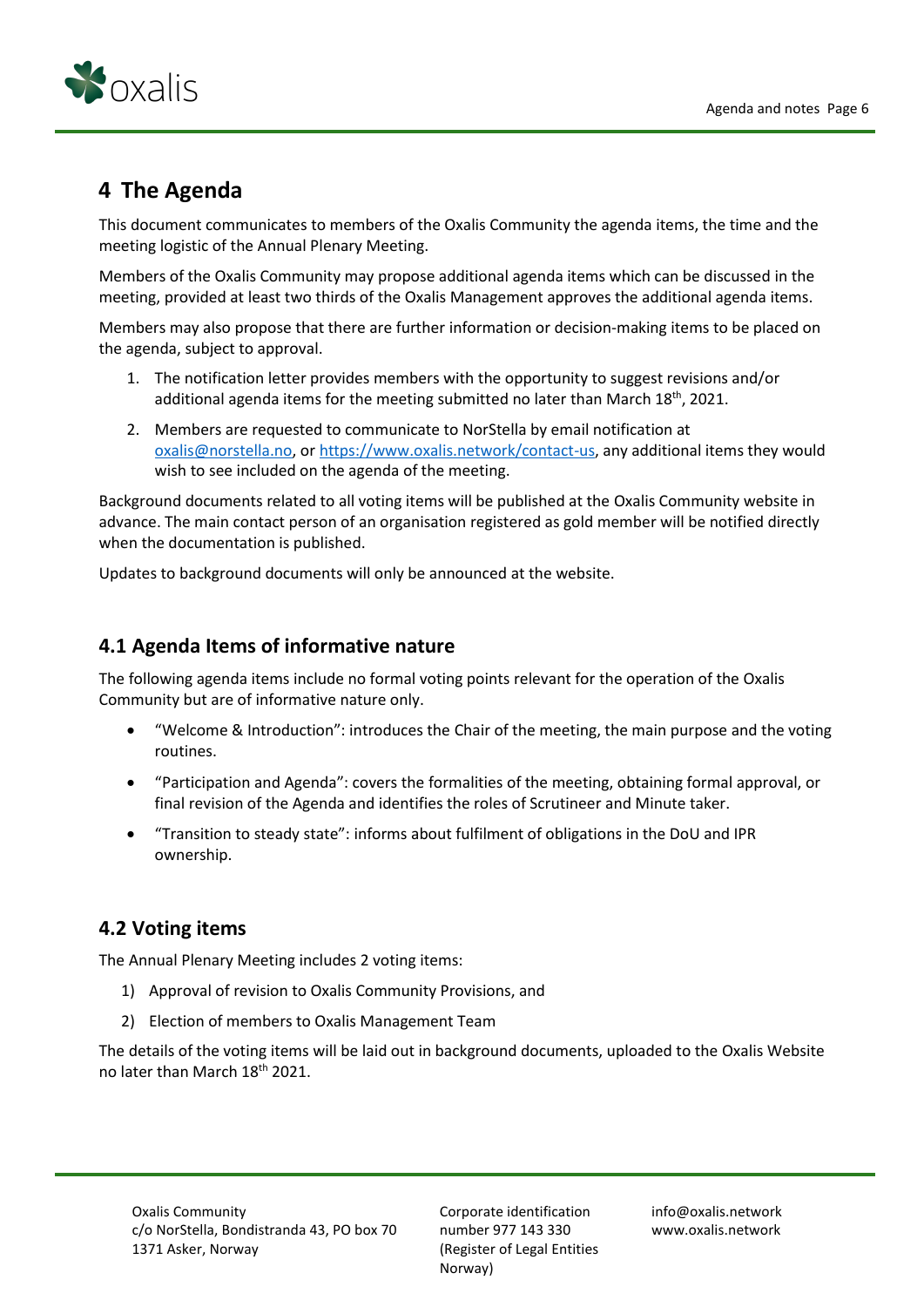# 4 The Agenda

This document communicates to members of the Oxalis Community the agenda items, the time and the meeting logistic of the Annual Plenary Meeting.

Members of the Oxalis Community may propose additional agenda items which can be discussed in the meeting, provided at least two thirds of the Oxalis Management approves the additional agenda items.

Members may also propose that there are further information or decision-making items to be placed on the agenda, subject to approval.

1. The notification letter provides members with the opportunity to suggest revisions and/or additional agenda items for the meeting submitted no later than March 18th, 2021.
2. Members are requested to communicate to NorStella by email notification at oxalis@norstella.no, or https://www.oxalis.network/contact-us, any additional items they would wish to see included on the agenda of the meeting.

Background documents related to all voting items will be published at the Oxalis Community website in advance. The main contact person of an organisation registered as gold member will be notified directly when the documentation is published.

Updates to background documents will only be announced at the website.

## 4.1 Agenda Items of informative nature

The following agenda items include no formal voting points relevant for the operation of the Oxalis Community but are of informative nature only.

- "Welcome & Introduction": introduces the Chair of the meeting, the main purpose and the voting routines.
- "Participation and Agenda": covers the formalities of the meeting, obtaining formal approval, or final revision of the Agenda and identifies the roles of Scrutineer and Minute taker.
- "Transition to steady state": informs about fulfilment of obligations in the DoU and IPR ownership.

## 4.2 Voting items

The Annual Plenary Meeting includes 2 voting items:

1) Approval of revision to Oxalis Community Provisions, and
2) Election of members to Oxalis Management Team

The details of the voting items will be laid out in background documents, uploaded to the Oxalis Website no later than March 18th 2021.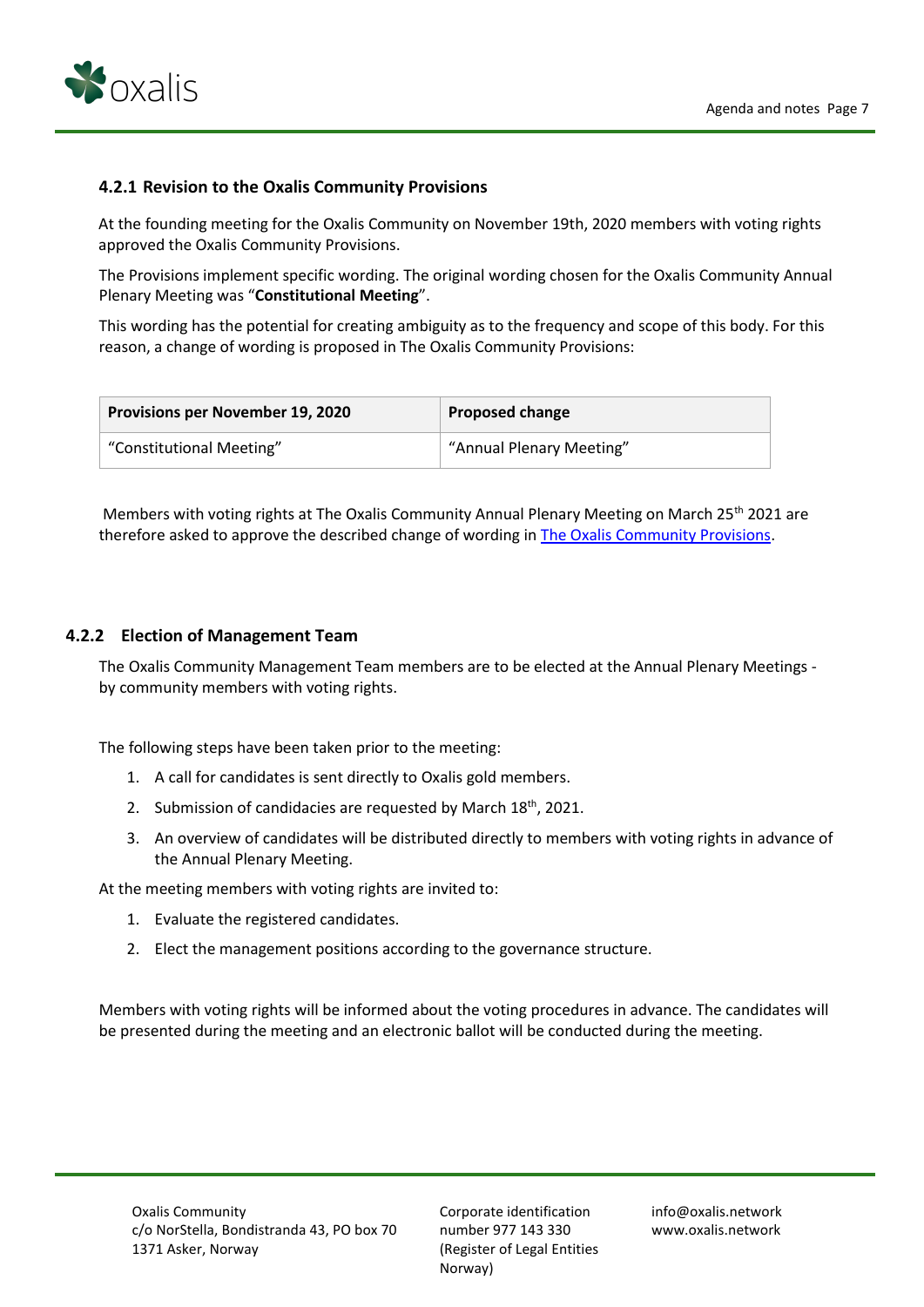### 4.2.1 Revision to the Oxalis Community Provisions

At the founding meeting for the Oxalis Community on November 19th, 2020 members with voting rights approved the Oxalis Community Provisions.

The Provisions implement specific wording. The original wording chosen for the Oxalis Community Annual Plenary Meeting was “**Constitutional Meeting**”.

This wording has the potential for creating ambiguity as to the frequency and scope of this body. For this reason, a change of wording is proposed in The Oxalis Community Provisions:

| Provisions per November 19, 2020 | Proposed change |
| --- | --- |
| “Constitutional Meeting” | “Annual Plenary Meeting” |

Members with voting rights at The Oxalis Community Annual Plenary Meeting on March 25th 2021 are therefore asked to approve the described change of wording in The Oxalis Community Provisions.

### 4.2.2 Election of Management Team

The Oxalis Community Management Team members are to be elected at the Annual Plenary Meetings - by community members with voting rights.

The following steps have been taken prior to the meeting:

1. A call for candidates is sent directly to Oxalis gold members.
2. Submission of candidacies are requested by March 18th, 2021.
3. An overview of candidates will be distributed directly to members with voting rights in advance of the Annual Plenary Meeting.

At the meeting members with voting rights are invited to:

1. Evaluate the registered candidates.
2. Elect the management positions according to the governance structure.

Members with voting rights will be informed about the voting procedures in advance. The candidates will be presented during the meeting and an electronic ballot will be conducted during the meeting.

Oxalis Community
c/o NorStella, Bondistranda 43, PO box 70
1371 Asker, Norway

Corporate identification number 977 143 330 (Register of Legal Entities Norway)

info@oxalis.network
www.oxalis.network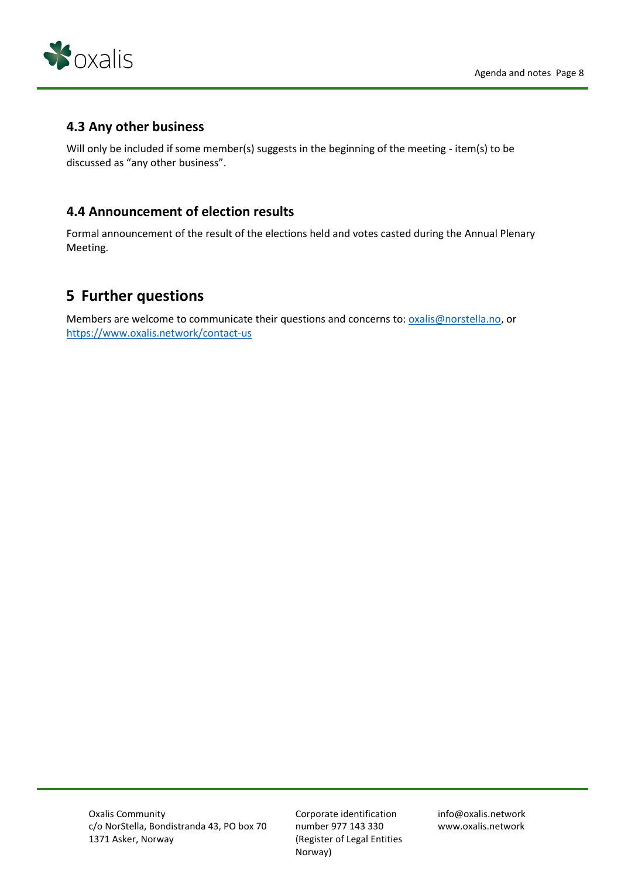### 4.3 Any other business

Will only be included if some member(s) suggests in the beginning of the meeting - item(s) to be discussed as “any other business”.

### 4.4 Announcement of election results

Formal announcement of the result of the elections held and votes casted during the Annual Plenary Meeting.

## 5 Further questions

Members are welcome to communicate their questions and concerns to: oxalis@norstella.no, or https://www.oxalis.network/contact-us